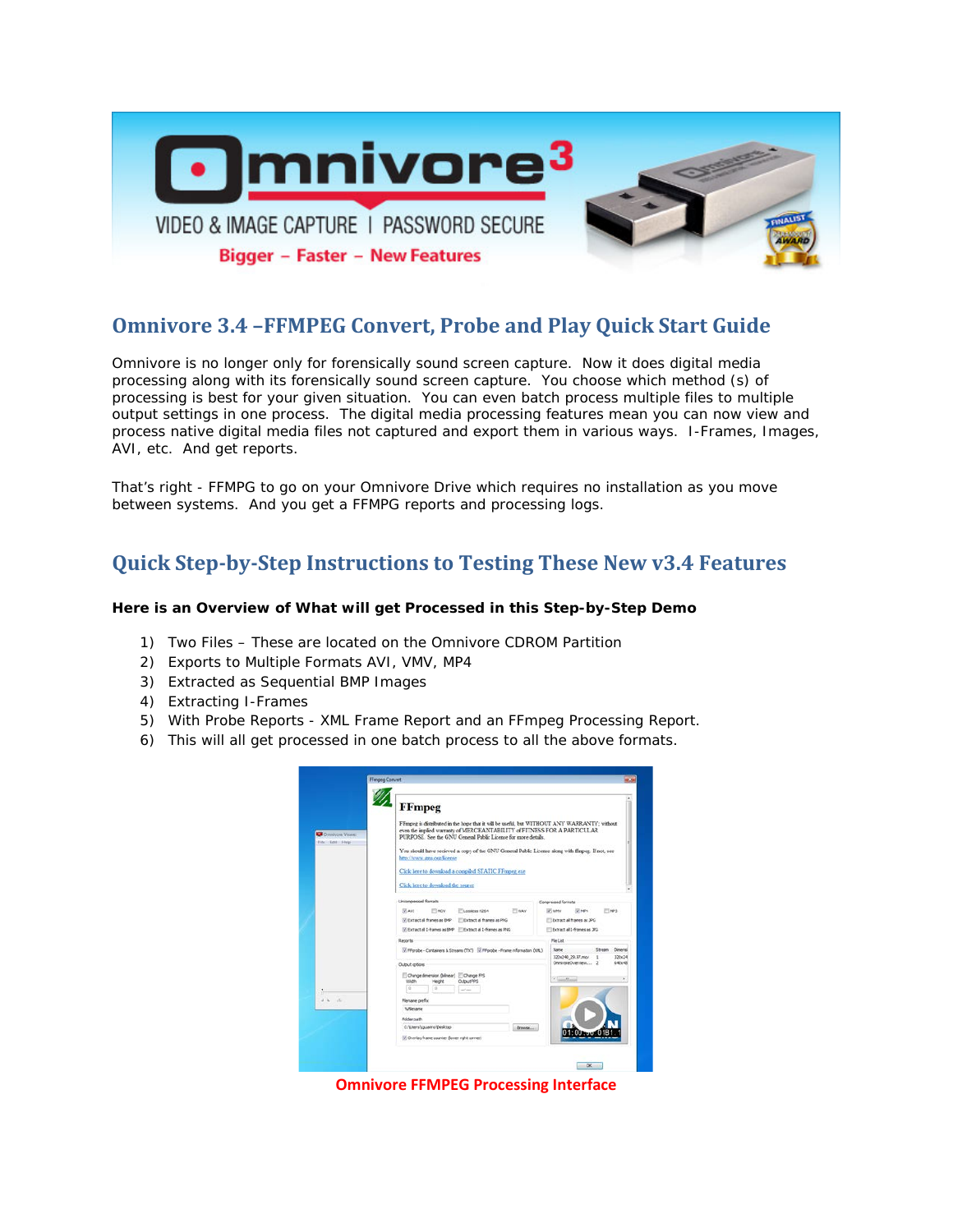# Omnivore 3.4 –FFMPEG Convert, Probe and Play Quick Start Guide

Omnivore is no longer only for forensically sound screen capture. Now it does digital media processing along with its forensically sound screen capture. You choose which method (s) of processing is best for your given situation. You can even batch process multiple files to multiple output settings in one process. The digital media processing features mean you can now view and process native digital media files not captured and export them in various ways. I-Frames, Images, AVI, etc. And get reports.

That's right - FFMPG to go on your Omnivore Drive which requires no installation as you move between systems. And you get a FFMPG reports and processing logs.

## Quick Step-by-Step Instructions to Testing These New v3.4 Features

**Here is an Overview of What will get Processed in this Step-by-Step Demo**

1) Two Files – These are located on the Omnivore CDROM Partition
2) Exports to Multiple Formats AVI, VMV, MP4
3) Extracted as Sequential BMP Images
4) Extracting I-Frames
5) With Probe Reports - XML Frame Report and an FFmpeg Processing Report.
6) This will all get processed in one batch process to all the above formats.

Omnivore FFMPEG Processing Interface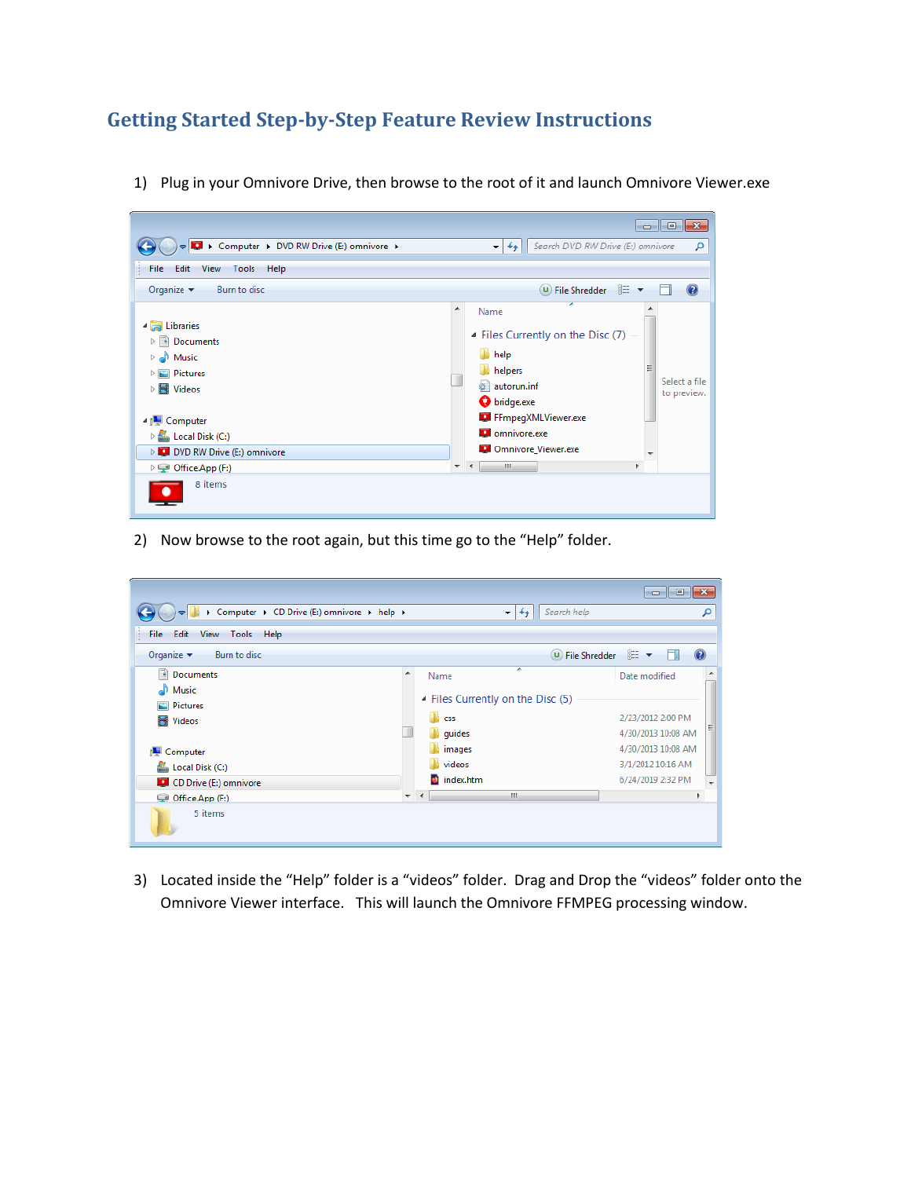# Getting Started Step-by-Step Feature Review Instructions

1) Plug in your Omnivore Drive, then browse to the root of it and launch Omnivore Viewer.exe

2) Now browse to the root again, but this time go to the “Help” folder.

3) Located inside the “Help” folder is a “videos” folder. Drag and Drop the “videos” folder onto the Omnivore Viewer interface. This will launch the Omnivore FFMPEG processing window.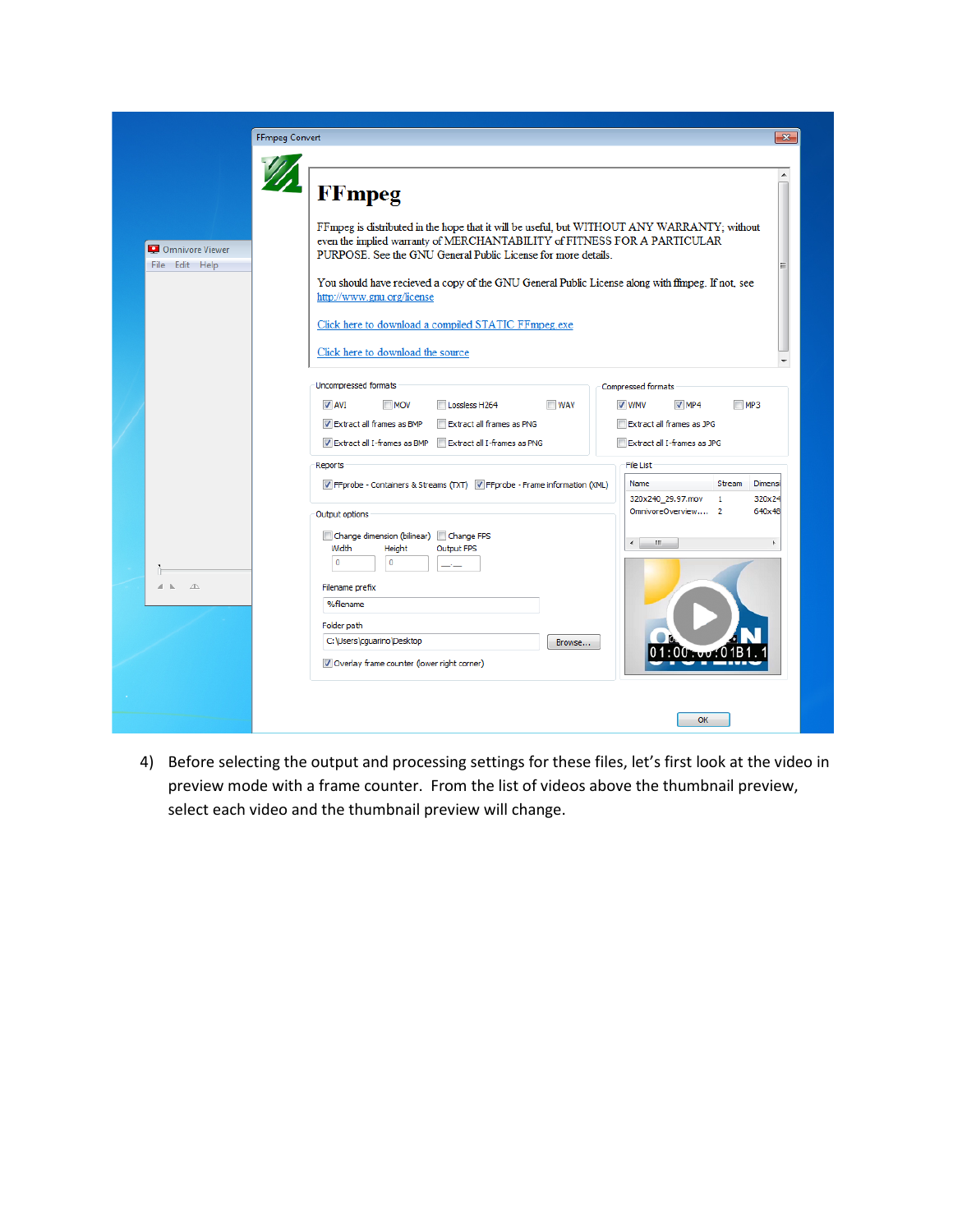4) Before selecting the output and processing settings for these files, let's first look at the video in preview mode with a frame counter. From the list of videos above the thumbnail preview, select each video and the thumbnail preview will change.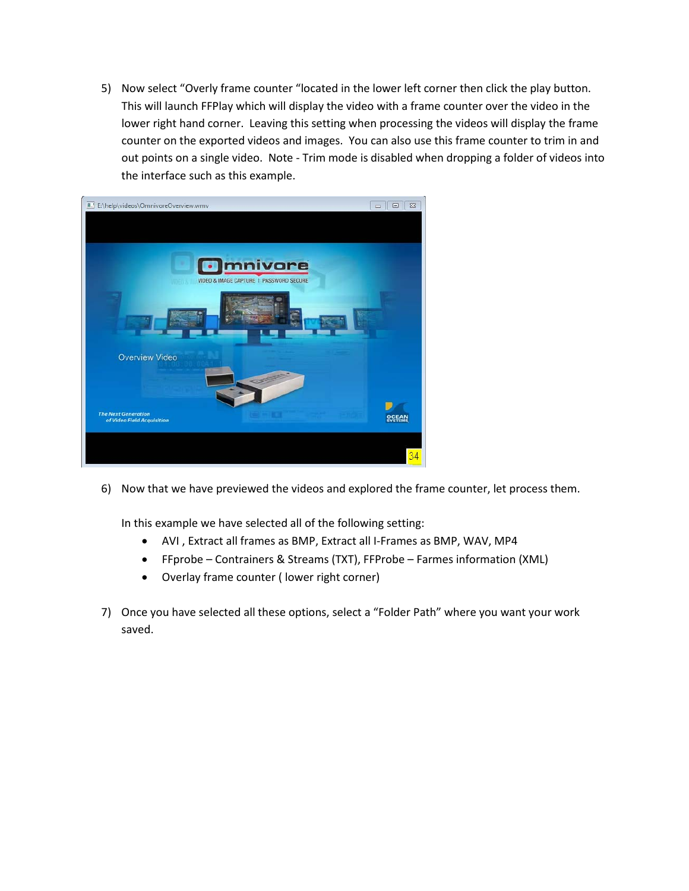5) Now select "Overly frame counter "located in the lower left corner then click the play button. This will launch FFPlay which will display the video with a frame counter over the video in the lower right hand corner. Leaving this setting when processing the videos will display the frame counter on the exported videos and images. You can also use this frame counter to trim in and out points on a single video. Note - Trim mode is disabled when dropping a folder of videos into the interface such as this example.

6) Now that we have previewed the videos and explored the frame counter, let process them.

   In this example we have selected all of the following setting:

   - AVI , Extract all frames as BMP, Extract all I-Frames as BMP, WAV, MP4
   - FFprobe – Contrainers & Streams (TXT), FFProbe – Farmes information (XML)
   - Overlay frame counter ( lower right corner)

7) Once you have selected all these options, select a "Folder Path" where you want your work saved.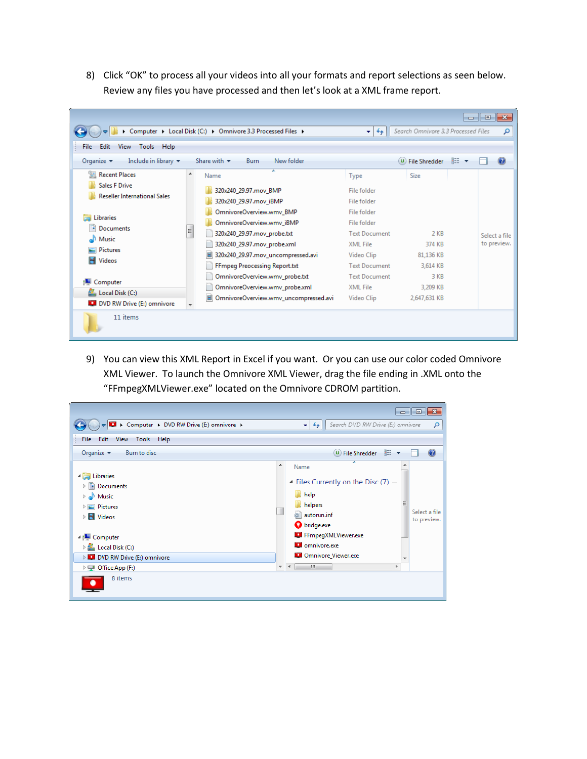8) Click “OK” to process all your videos into all your formats and report selections as seen below. Review any files you have processed and then let’s look at a XML frame report.

9) You can view this XML Report in Excel if you want. Or you can use our color coded Omnivore XML Viewer. To launch the Omnivore XML Viewer, drag the file ending in .XML onto the “FFmpegXMLViewer.exe” located on the Omnivore CDROM partition.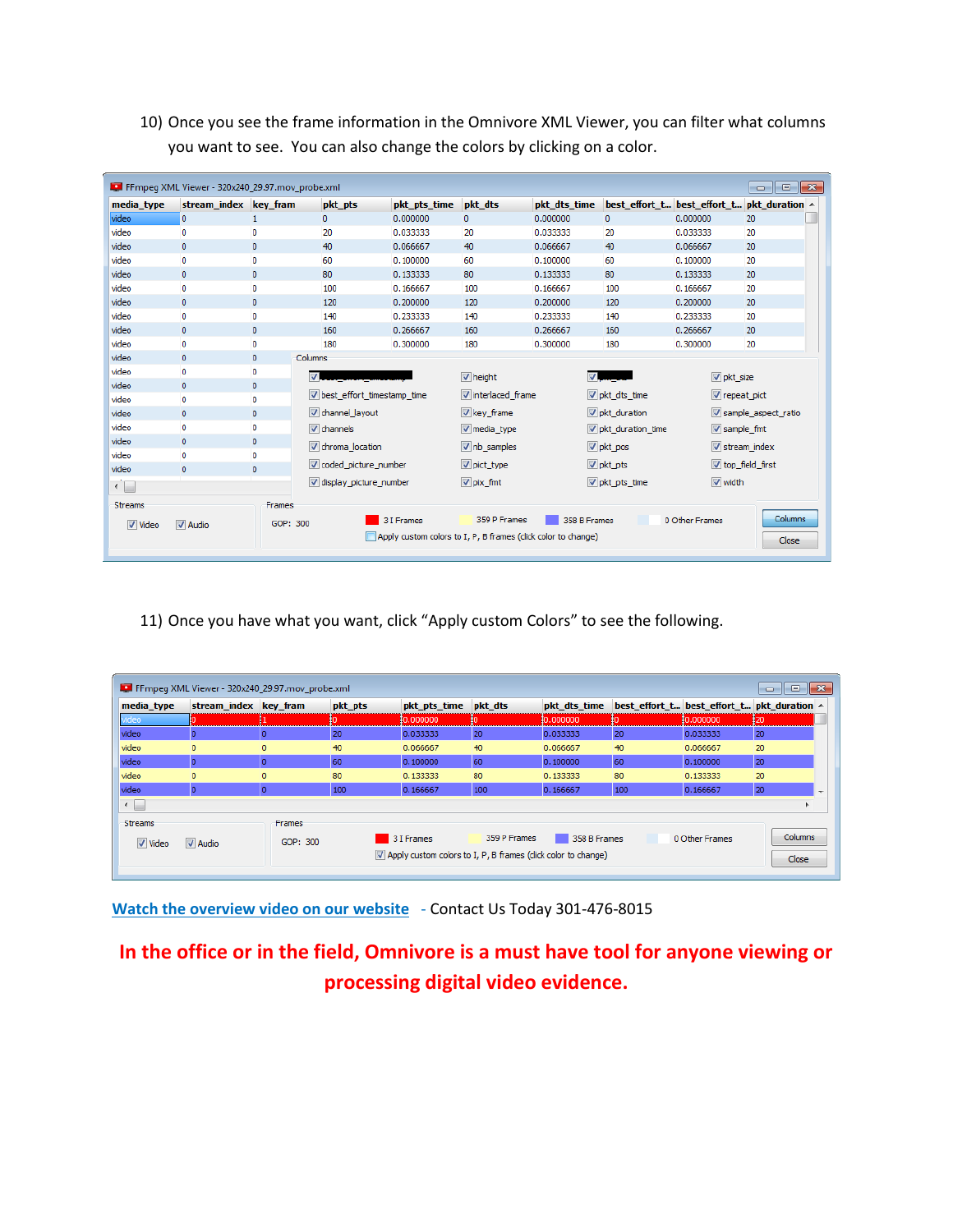10) Once you see the frame information in the Omnivore XML Viewer, you can filter what columns you want to see. You can also change the colors by clicking on a color.

11) Once you have what you want, click "Apply custom Colors" to see the following.

Watch the overview video on our website - Contact Us Today 301-476-8015

**In the office or in the field, Omnivore is a must have tool for anyone viewing or processing digital video evidence.**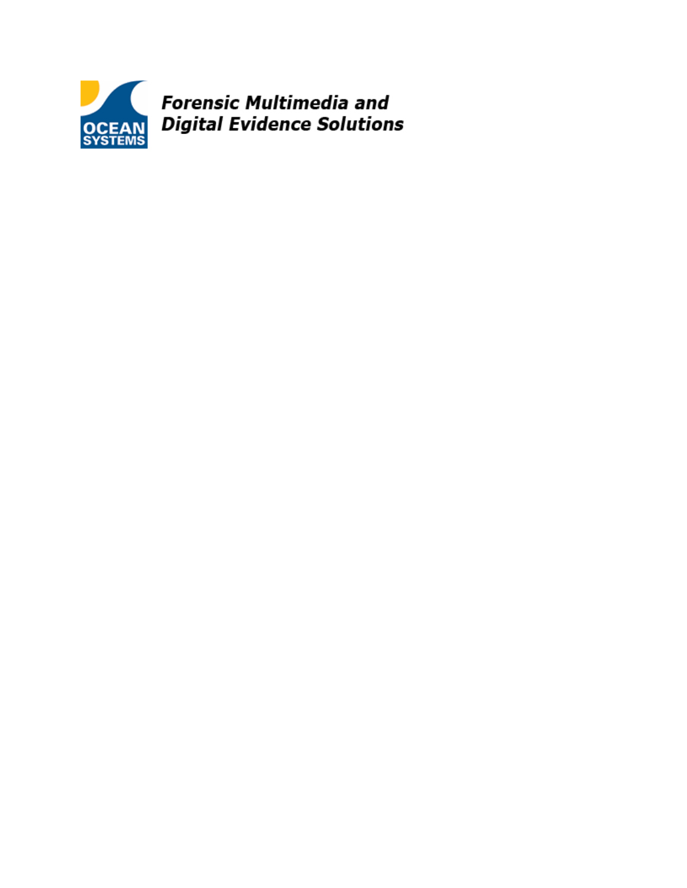OCEAN SYSTEMS

**Forensic Multimedia and Digital Evidence Solutions**